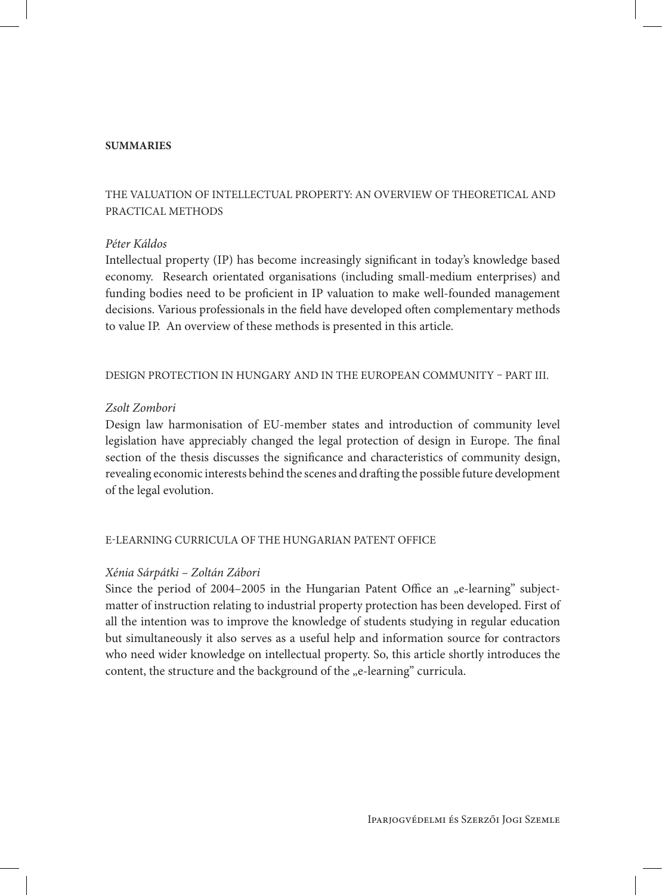**SUMMARIES**

## THE VALUATION OF INTELLECTUAL PROPERTY: AN OVERVIEW OF THEORETICAL AND PRACTICAL METHODS

*Péter Káldos*

Intellectual property (IP) has become increasingly significant in today's knowledge based economy. Research orientated organisations (including small-medium enterprises) and funding bodies need to be proficient in IP valuation to make well-founded management decisions. Various professionals in the field have developed often complementary methods to value IP. An overview of these methods is presented in this article.

## DESIGN PROTECTION IN HUNGARY AND IN THE EUROPEAN COMMUNITY – PART III.

*Zsolt Zombori*

Design law harmonisation of EU-member states and introduction of community level legislation have appreciably changed the legal protection of design in Europe. The final section of the thesis discusses the significance and characteristics of community design, revealing economic interests behind the scenes and drafting the possible future development of the legal evolution.

## E-LEARNING CURRICULA OF THE HUNGARIAN PATENT OFFICE

*Xénia Sárpátki – Zoltán Zábori*

Since the period of 2004–2005 in the Hungarian Patent Office an „e-learning" subject-matter of instruction relating to industrial property protection has been developed. First of all the intention was to improve the knowledge of students studying in regular education but simultaneously it also serves as a useful help and information source for contractors who need wider knowledge on intellectual property. So, this article shortly introduces the content, the structure and the background of the „e-learning" curricula.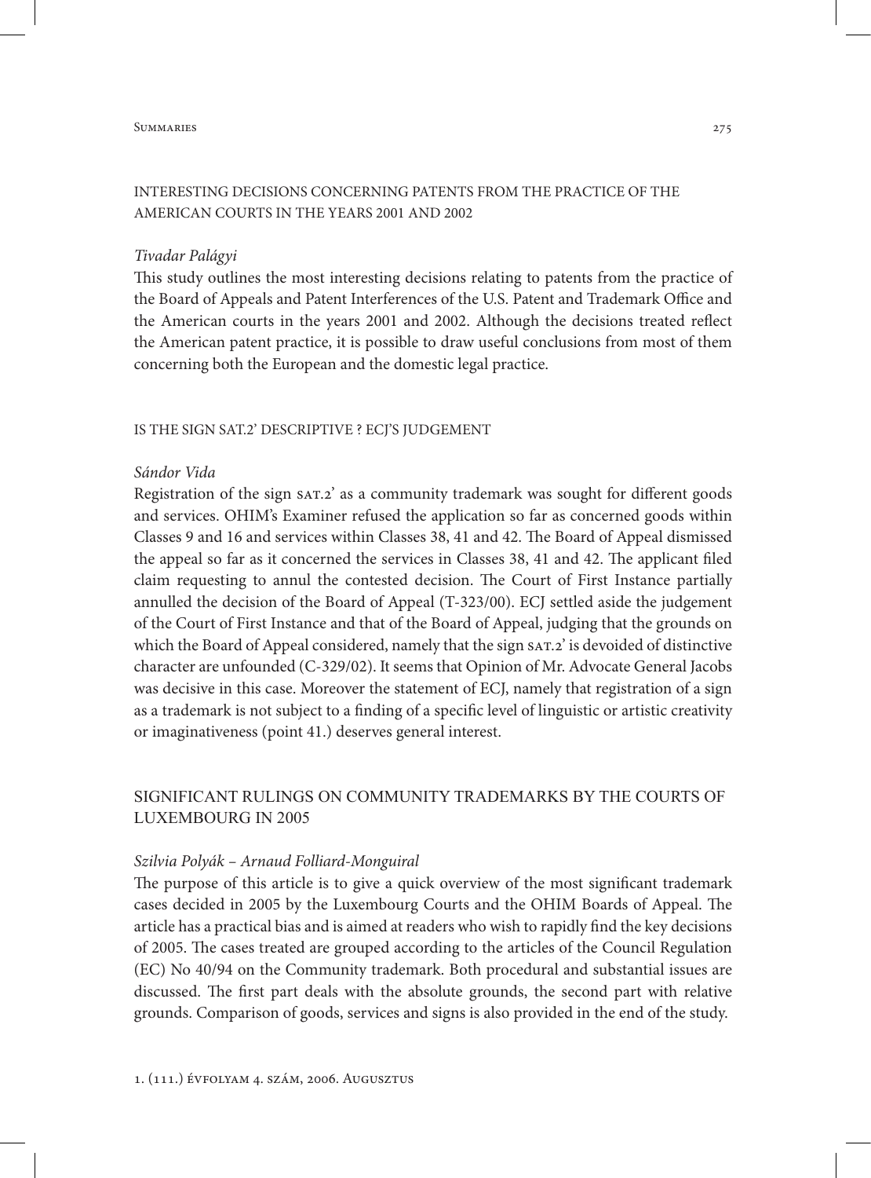## INTERESTING DECISIONS CONCERNING PATENTS FROM THE PRACTICE OF THE AMERICAN COURTS IN THE YEARS 2001 AND 2002

*Tivadar Palágyi*

This study outlines the most interesting decisions relating to patents from the practice of the Board of Appeals and Patent Interferences of the U.S. Patent and Trademark Office and the American courts in the years 2001 and 2002. Although the decisions treated reflect the American patent practice, it is possible to draw useful conclusions from most of them concerning both the European and the domestic legal practice.

## IS THE SIGN SAT.2' DESCRIPTIVE ? ECJ'S JUDGEMENT

*Sándor Vida*

Registration of the sign SAT.2' as a community trademark was sought for different goods and services. OHIM's Examiner refused the application so far as concerned goods within Classes 9 and 16 and services within Classes 38, 41 and 42. The Board of Appeal dismissed the appeal so far as it concerned the services in Classes 38, 41 and 42. The applicant filed claim requesting to annul the contested decision. The Court of First Instance partially annulled the decision of the Board of Appeal (T-323/00). ECJ settled aside the judgement of the Court of First Instance and that of the Board of Appeal, judging that the grounds on which the Board of Appeal considered, namely that the sign SAT.2' is devoided of distinctive character are unfounded (C-329/02). It seems that Opinion of Mr. Advocate General Jacobs was decisive in this case. Moreover the statement of ECJ, namely that registration of a sign as a trademark is not subject to a finding of a specific level of linguistic or artistic creativity or imaginativeness (point 41.) deserves general interest.

## SIGNIFICANT RULINGS ON COMMUNITY TRADEMARKS BY THE COURTS OF LUXEMBOURG IN 2005

*Szilvia Polyák – Arnaud Folliard-Monguiral*

The purpose of this article is to give a quick overview of the most significant trademark cases decided in 2005 by the Luxembourg Courts and the OHIM Boards of Appeal. The article has a practical bias and is aimed at readers who wish to rapidly find the key decisions of 2005. The cases treated are grouped according to the articles of the Council Regulation (EC) No 40/94 on the Community trademark. Both procedural and substantial issues are discussed. The first part deals with the absolute grounds, the second part with relative grounds. Comparison of goods, services and signs is also provided in the end of the study.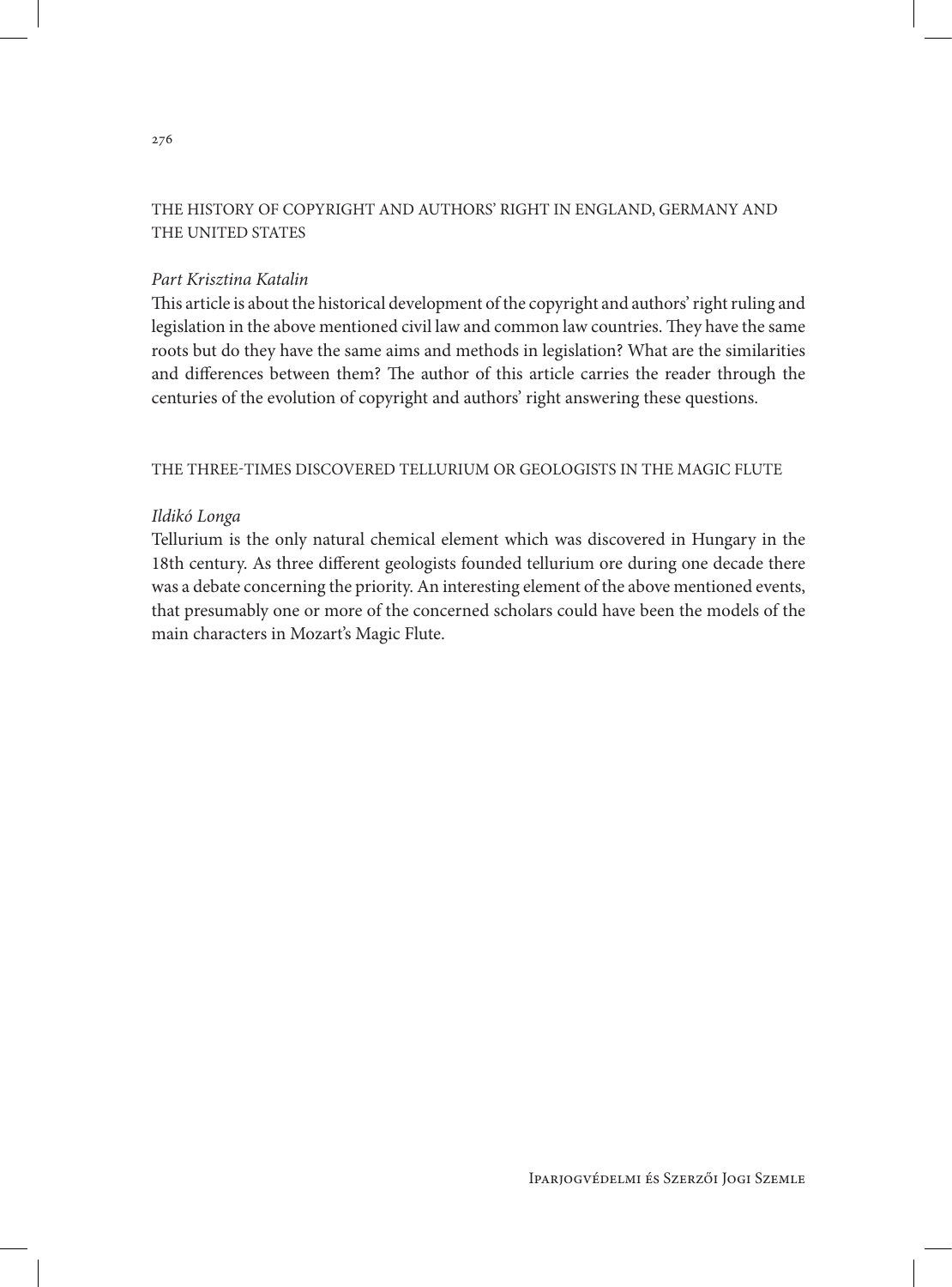## THE HISTORY OF COPYRIGHT AND AUTHORS' RIGHT IN ENGLAND, GERMANY AND THE UNITED STATES

*Part Krisztina Katalin*

This article is about the historical development of the copyright and authors' right ruling and legislation in the above mentioned civil law and common law countries. They have the same roots but do they have the same aims and methods in legislation? What are the similarities and differences between them? The author of this article carries the reader through the centuries of the evolution of copyright and authors' right answering these questions.

## THE THREE-TIMES DISCOVERED TELLURIUM OR GEOLOGISTS IN THE MAGIC FLUTE

*Ildikó Longa*

Tellurium is the only natural chemical element which was discovered in Hungary in the 18th century. As three different geologists founded tellurium ore during one decade there was a debate concerning the priority. An interesting element of the above mentioned events, that presumably one or more of the concerned scholars could have been the models of the main characters in Mozart's Magic Flute.